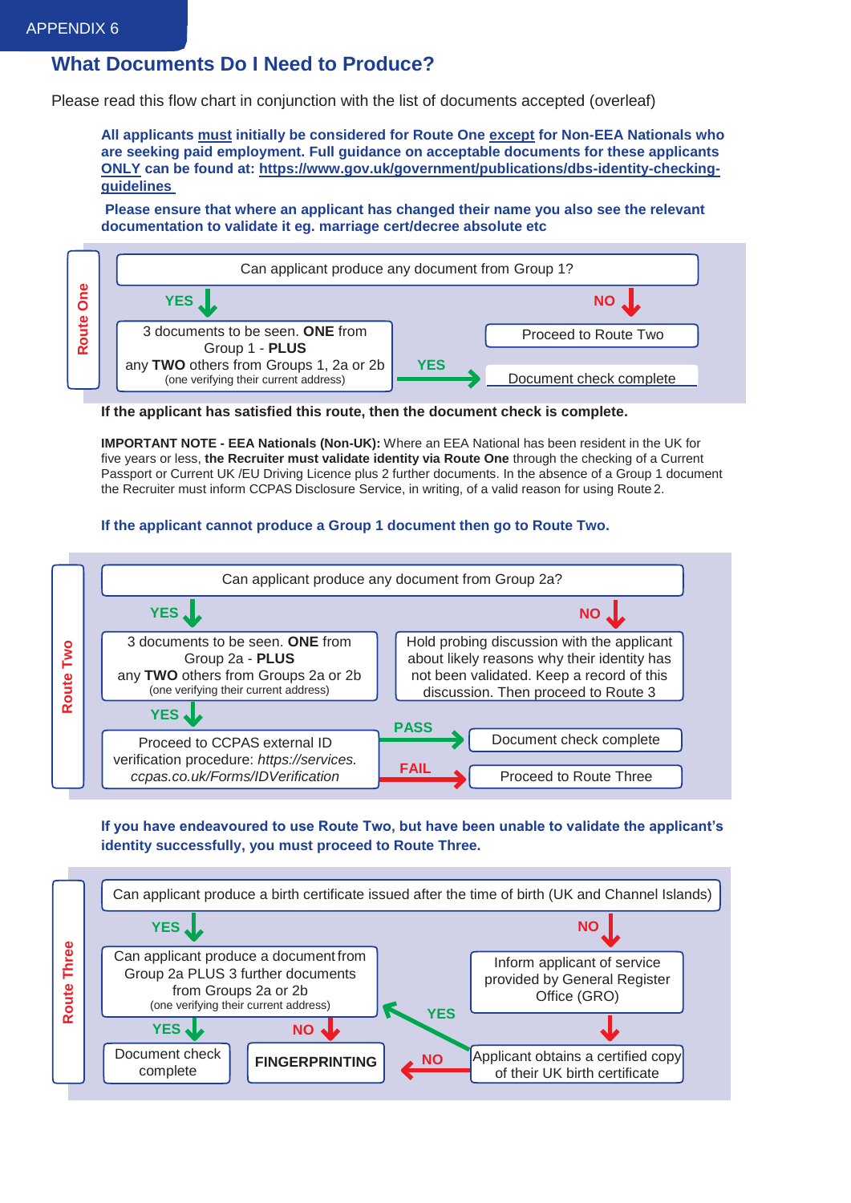APPENDIX 6

# What Documents Do I Need to Produce?

Please read this flow chart in conjunction with the list of documents accepted (overleaf)

**All applicants must initially be considered for Route One except for Non-EEA Nationals who are seeking paid employment. Full guidance on acceptable documents for these applicants ONLY can be found at: https://www.gov.uk/government/publications/dbs-identity-checking-guidelines**

**Please ensure that where an applicant has changed their name you also see the relevant documentation to validate it eg. marriage cert/decree absolute etc**

## Route One

Can applicant produce any document from Group 1?

- **YES** → 3 documents to be seen. **ONE** from Group 1 - **PLUS** any **TWO** others from Groups 1, 2a or 2b (one verifying their current address)
  - **YES** → Document check complete
- **NO** → Proceed to Route Two

**If the applicant has satisfied this route, then the document check is complete.**

**IMPORTANT NOTE - EEA Nationals (Non-UK):** Where an EEA National has been resident in the UK for five years or less, **the Recruiter must validate identity via Route One** through the checking of a Current Passport or Current UK /EU Driving Licence plus 2 further documents. In the absence of a Group 1 document the Recruiter must inform CCPAS Disclosure Service, in writing, of a valid reason for using Route 2.

**If the applicant cannot produce a Group 1 document then go to Route Two.**

## Route Two

Can applicant produce any document from Group 2a?

- **YES** → 3 documents to be seen. **ONE** from Group 2a - **PLUS** any **TWO** others from Groups 2a or 2b (one verifying their current address)
  - **YES** → Proceed to CCPAS external ID verification procedure: *https://services.ccpas.co.uk/Forms/IDVerification*
    - **PASS** → Document check complete
    - **FAIL** → Proceed to Route Three
- **NO** → Hold probing discussion with the applicant about likely reasons why their identity has not been validated. Keep a record of this discussion. Then proceed to Route 3

**If you have endeavoured to use Route Two, but have been unable to validate the applicant's identity successfully, you must proceed to Route Three.**

## Route Three

Can applicant produce a birth certificate issued after the time of birth (UK and Channel Islands)

- **YES** → Can applicant produce a document from Group 2a PLUS 3 further documents from Groups 2a or 2b (one verifying their current address)
  - **YES** → Document check complete
  - **NO** → **FINGERPRINTING**
- **NO** → Inform applicant of service provided by General Register Office (GRO) → Applicant obtains a certified copy of their UK birth certificate
  - **YES** → Can applicant produce a document from Group 2a PLUS 3 further documents from Groups 2a or 2b (one verifying their current address)
  - **NO** → **FINGERPRINTING**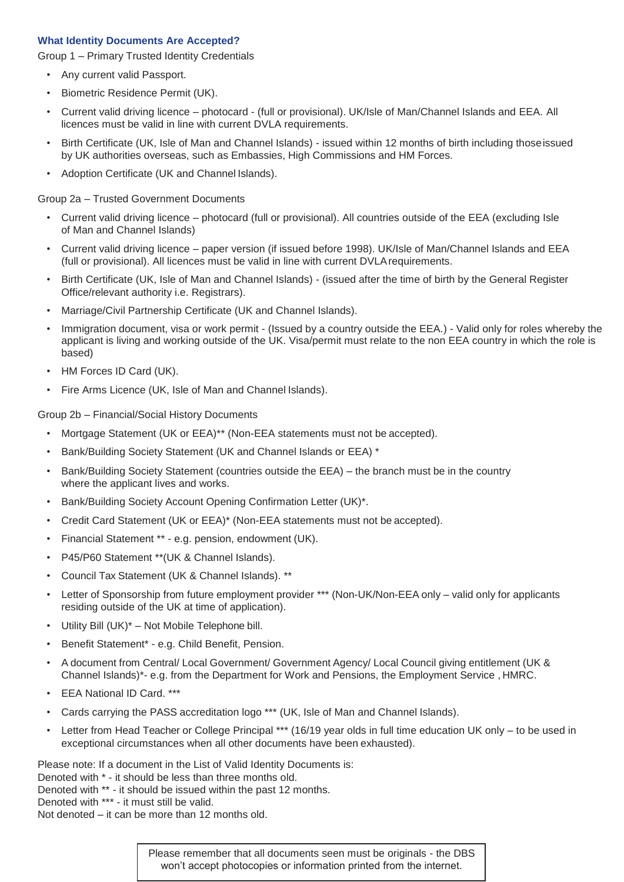### What Identity Documents Are Accepted?

Group 1 – Primary Trusted Identity Credentials

- Any current valid Passport.
- Biometric Residence Permit (UK).
- Current valid driving licence – photocard - (full or provisional). UK/Isle of Man/Channel Islands and EEA. All licences must be valid in line with current DVLA requirements.
- Birth Certificate (UK, Isle of Man and Channel Islands) - issued within 12 months of birth including those issued by UK authorities overseas, such as Embassies, High Commissions and HM Forces.
- Adoption Certificate (UK and Channel Islands).

Group 2a – Trusted Government Documents

- Current valid driving licence – photocard (full or provisional). All countries outside of the EEA (excluding Isle of Man and Channel Islands)
- Current valid driving licence – paper version (if issued before 1998). UK/Isle of Man/Channel Islands and EEA (full or provisional). All licences must be valid in line with current DVLA requirements.
- Birth Certificate (UK, Isle of Man and Channel Islands) - (issued after the time of birth by the General Register Office/relevant authority i.e. Registrars).
- Marriage/Civil Partnership Certificate (UK and Channel Islands).
- Immigration document, visa or work permit - (Issued by a country outside the EEA.) - Valid only for roles whereby the applicant is living and working outside of the UK. Visa/permit must relate to the non EEA country in which the role is based)
- HM Forces ID Card (UK).
- Fire Arms Licence (UK, Isle of Man and Channel Islands).

Group 2b – Financial/Social History Documents

- Mortgage Statement (UK or EEA)** (Non-EEA statements must not be accepted).
- Bank/Building Society Statement (UK and Channel Islands or EEA) *
- Bank/Building Society Statement (countries outside the EEA) – the branch must be in the country where the applicant lives and works.
- Bank/Building Society Account Opening Confirmation Letter (UK)*.
- Credit Card Statement (UK or EEA)* (Non-EEA statements must not be accepted).
- Financial Statement ** - e.g. pension, endowment (UK).
- P45/P60 Statement **(UK & Channel Islands).
- Council Tax Statement (UK & Channel Islands). **
- Letter of Sponsorship from future employment provider *** (Non-UK/Non-EEA only – valid only for applicants residing outside of the UK at time of application).
- Utility Bill (UK)* – Not Mobile Telephone bill.
- Benefit Statement* - e.g. Child Benefit, Pension.
- A document from Central/ Local Government/ Government Agency/ Local Council giving entitlement (UK & Channel Islands)*- e.g. from the Department for Work and Pensions, the Employment Service , HMRC.
- EEA National ID Card. ***
- Cards carrying the PASS accreditation logo *** (UK, Isle of Man and Channel Islands).
- Letter from Head Teacher or College Principal *** (16/19 year olds in full time education UK only – to be used in exceptional circumstances when all other documents have been exhausted).

Please note: If a document in the List of Valid Identity Documents is:
Denoted with * - it should be less than three months old.
Denoted with ** - it should be issued within the past 12 months.
Denoted with *** - it must still be valid.
Not denoted – it can be more than 12 months old.

Please remember that all documents seen must be originals - the DBS won't accept photocopies or information printed from the internet.